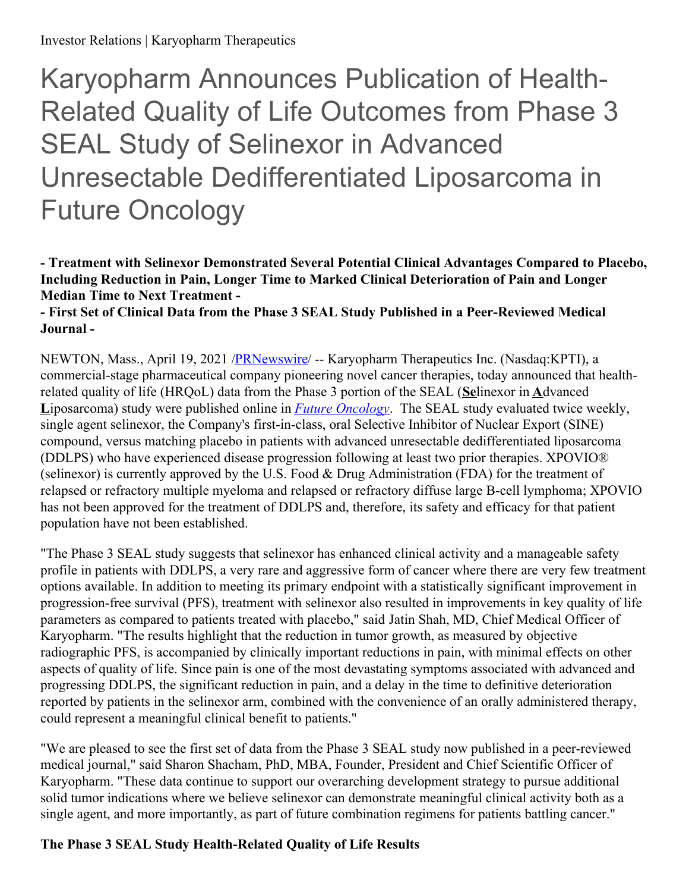# Karyopharm Announces Publication of Health-Related Quality of Life Outcomes from Phase 3 SEAL Study of Selinexor in Advanced Unresectable Dedifferentiated Liposarcoma in Future Oncology

**- Treatment with Selinexor Demonstrated Several Potential Clinical Advantages Compared to Placebo, Including Reduction in Pain, Longer Time to Marked Clinical Deterioration of Pain and Longer Median Time to Next Treatment -**

**- First Set of Clinical Data from the Phase 3 SEAL Study Published in a Peer-Reviewed Medical Journal -**

NEWTON, Mass., April 19, 2021 /PRNewswire/ -- Karyopharm Therapeutics Inc. (Nasdaq:KPTI), a commercial-stage pharmaceutical company pioneering novel cancer therapies, today announced that health-related quality of life (HRQoL) data from the Phase 3 portion of the SEAL (**Se**linexor in **A**dvanced **L**iposarcoma) study were published online in *Future Oncology*. The SEAL study evaluated twice weekly, single agent selinexor, the Company's first-in-class, oral Selective Inhibitor of Nuclear Export (SINE) compound, versus matching placebo in patients with advanced unresectable dedifferentiated liposarcoma (DDLPS) who have experienced disease progression following at least two prior therapies. XPOVIO® (selinexor) is currently approved by the U.S. Food & Drug Administration (FDA) for the treatment of relapsed or refractory multiple myeloma and relapsed or refractory diffuse large B-cell lymphoma; XPOVIO has not been approved for the treatment of DDLPS and, therefore, its safety and efficacy for that patient population have not been established.

"The Phase 3 SEAL study suggests that selinexor has enhanced clinical activity and a manageable safety profile in patients with DDLPS, a very rare and aggressive form of cancer where there are very few treatment options available. In addition to meeting its primary endpoint with a statistically significant improvement in progression-free survival (PFS), treatment with selinexor also resulted in improvements in key quality of life parameters as compared to patients treated with placebo," said Jatin Shah, MD, Chief Medical Officer of Karyopharm. "The results highlight that the reduction in tumor growth, as measured by objective radiographic PFS, is accompanied by clinically important reductions in pain, with minimal effects on other aspects of quality of life. Since pain is one of the most devastating symptoms associated with advanced and progressing DDLPS, the significant reduction in pain, and a delay in the time to definitive deterioration reported by patients in the selinexor arm, combined with the convenience of an orally administered therapy, could represent a meaningful clinical benefit to patients."

"We are pleased to see the first set of data from the Phase 3 SEAL study now published in a peer-reviewed medical journal," said Sharon Shacham, PhD, MBA, Founder, President and Chief Scientific Officer of Karyopharm. "These data continue to support our overarching development strategy to pursue additional solid tumor indications where we believe selinexor can demonstrate meaningful clinical activity both as a single agent, and more importantly, as part of future combination regimens for patients battling cancer."

## The Phase 3 SEAL Study Health-Related Quality of Life Results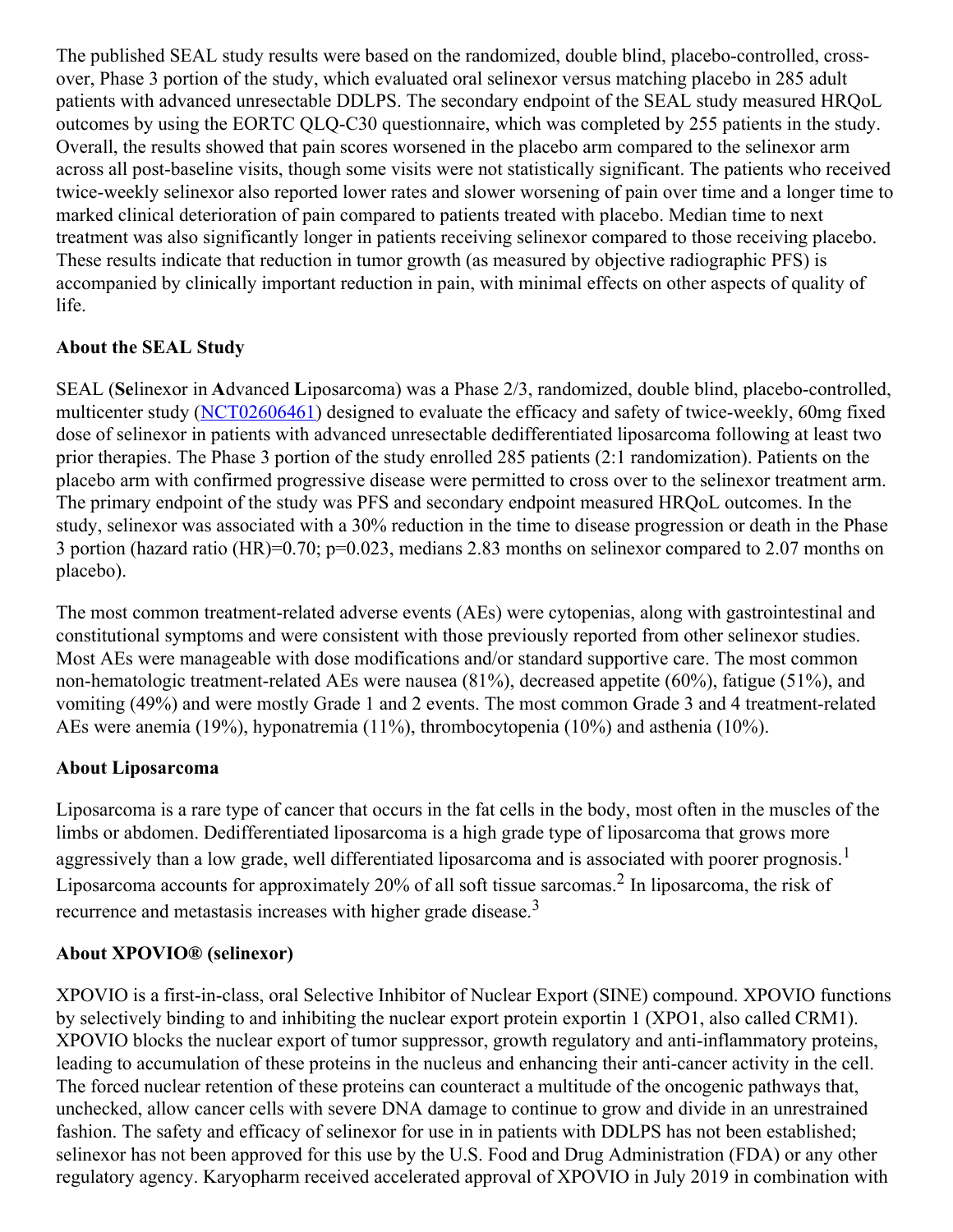The published SEAL study results were based on the randomized, double blind, placebo-controlled, cross-over, Phase 3 portion of the study, which evaluated oral selinexor versus matching placebo in 285 adult patients with advanced unresectable DDLPS. The secondary endpoint of the SEAL study measured HRQoL outcomes by using the EORTC QLQ-C30 questionnaire, which was completed by 255 patients in the study. Overall, the results showed that pain scores worsened in the placebo arm compared to the selinexor arm across all post-baseline visits, though some visits were not statistically significant. The patients who received twice-weekly selinexor also reported lower rates and slower worsening of pain over time and a longer time to marked clinical deterioration of pain compared to patients treated with placebo. Median time to next treatment was also significantly longer in patients receiving selinexor compared to those receiving placebo. These results indicate that reduction in tumor growth (as measured by objective radiographic PFS) is accompanied by clinically important reduction in pain, with minimal effects on other aspects of quality of life.

## About the SEAL Study

SEAL (**Se**linexor in **A**dvanced **L**iposarcoma) was a Phase 2/3, randomized, double blind, placebo-controlled, multicenter study (NCT02606461) designed to evaluate the efficacy and safety of twice-weekly, 60mg fixed dose of selinexor in patients with advanced unresectable dedifferentiated liposarcoma following at least two prior therapies. The Phase 3 portion of the study enrolled 285 patients (2:1 randomization). Patients on the placebo arm with confirmed progressive disease were permitted to cross over to the selinexor treatment arm. The primary endpoint of the study was PFS and secondary endpoint measured HRQoL outcomes. In the study, selinexor was associated with a 30% reduction in the time to disease progression or death in the Phase 3 portion (hazard ratio (HR)=0.70; p=0.023, medians 2.83 months on selinexor compared to 2.07 months on placebo).

The most common treatment-related adverse events (AEs) were cytopenias, along with gastrointestinal and constitutional symptoms and were consistent with those previously reported from other selinexor studies. Most AEs were manageable with dose modifications and/or standard supportive care. The most common non-hematologic treatment-related AEs were nausea (81%), decreased appetite (60%), fatigue (51%), and vomiting (49%) and were mostly Grade 1 and 2 events. The most common Grade 3 and 4 treatment-related AEs were anemia (19%), hyponatremia (11%), thrombocytopenia (10%) and asthenia (10%).

## About Liposarcoma

Liposarcoma is a rare type of cancer that occurs in the fat cells in the body, most often in the muscles of the limbs or abdomen. Dedifferentiated liposarcoma is a high grade type of liposarcoma that grows more aggressively than a low grade, well differentiated liposarcoma and is associated with poorer prognosis.[1] Liposarcoma accounts for approximately 20% of all soft tissue sarcomas.[2] In liposarcoma, the risk of recurrence and metastasis increases with higher grade disease.[3]

## About XPOVIO® (selinexor)

XPOVIO is a first-in-class, oral Selective Inhibitor of Nuclear Export (SINE) compound. XPOVIO functions by selectively binding to and inhibiting the nuclear export protein exportin 1 (XPO1, also called CRM1). XPOVIO blocks the nuclear export of tumor suppressor, growth regulatory and anti-inflammatory proteins, leading to accumulation of these proteins in the nucleus and enhancing their anti-cancer activity in the cell. The forced nuclear retention of these proteins can counteract a multitude of the oncogenic pathways that, unchecked, allow cancer cells with severe DNA damage to continue to grow and divide in an unrestrained fashion. The safety and efficacy of selinexor for use in in patients with DDLPS has not been established; selinexor has not been approved for this use by the U.S. Food and Drug Administration (FDA) or any other regulatory agency. Karyopharm received accelerated approval of XPOVIO in July 2019 in combination with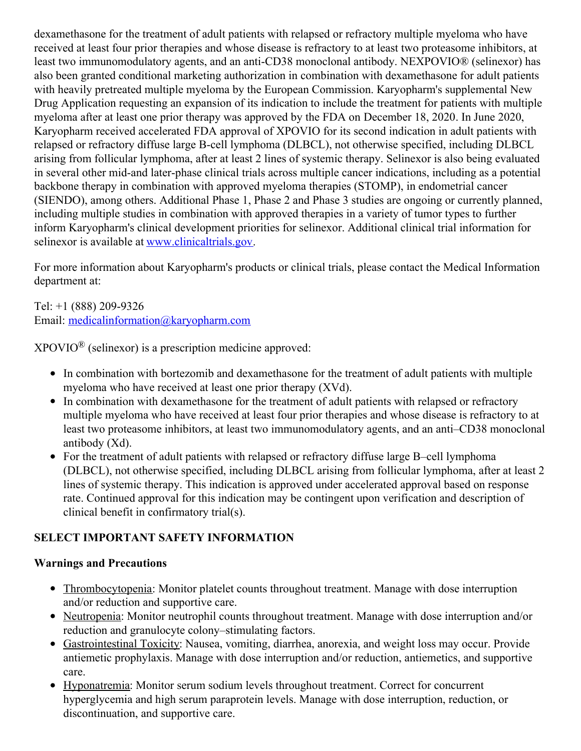dexamethasone for the treatment of adult patients with relapsed or refractory multiple myeloma who have received at least four prior therapies and whose disease is refractory to at least two proteasome inhibitors, at least two immunomodulatory agents, and an anti-CD38 monoclonal antibody. NEXPOVIO® (selinexor) has also been granted conditional marketing authorization in combination with dexamethasone for adult patients with heavily pretreated multiple myeloma by the European Commission. Karyopharm's supplemental New Drug Application requesting an expansion of its indication to include the treatment for patients with multiple myeloma after at least one prior therapy was approved by the FDA on December 18, 2020. In June 2020, Karyopharm received accelerated FDA approval of XPOVIO for its second indication in adult patients with relapsed or refractory diffuse large B-cell lymphoma (DLBCL), not otherwise specified, including DLBCL arising from follicular lymphoma, after at least 2 lines of systemic therapy. Selinexor is also being evaluated in several other mid-and later-phase clinical trials across multiple cancer indications, including as a potential backbone therapy in combination with approved myeloma therapies (STOMP), in endometrial cancer (SIENDO), among others. Additional Phase 1, Phase 2 and Phase 3 studies are ongoing or currently planned, including multiple studies in combination with approved therapies in a variety of tumor types to further inform Karyopharm's clinical development priorities for selinexor. Additional clinical trial information for selinexor is available at [www.clinicaltrials.gov](http://www.clinicaltrials.gov).

For more information about Karyopharm's products or clinical trials, please contact the Medical Information department at:

Tel: +1 (888) 209-9326
Email: [medicalinformation@karyopharm.com](mailto:medicalinformation@karyopharm.com)

XPOVIO® (selinexor) is a prescription medicine approved:

- In combination with bortezomib and dexamethasone for the treatment of adult patients with multiple myeloma who have received at least one prior therapy (XVd).
- In combination with dexamethasone for the treatment of adult patients with relapsed or refractory multiple myeloma who have received at least four prior therapies and whose disease is refractory to at least two proteasome inhibitors, at least two immunomodulatory agents, and an anti–CD38 monoclonal antibody (Xd).
- For the treatment of adult patients with relapsed or refractory diffuse large B–cell lymphoma (DLBCL), not otherwise specified, including DLBCL arising from follicular lymphoma, after at least 2 lines of systemic therapy. This indication is approved under accelerated approval based on response rate. Continued approval for this indication may be contingent upon verification and description of clinical benefit in confirmatory trial(s).

## SELECT IMPORTANT SAFETY INFORMATION

### Warnings and Precautions

- Thrombocytopenia: Monitor platelet counts throughout treatment. Manage with dose interruption and/or reduction and supportive care.
- Neutropenia: Monitor neutrophil counts throughout treatment. Manage with dose interruption and/or reduction and granulocyte colony–stimulating factors.
- Gastrointestinal Toxicity: Nausea, vomiting, diarrhea, anorexia, and weight loss may occur. Provide antiemetic prophylaxis. Manage with dose interruption and/or reduction, antiemetics, and supportive care.
- Hyponatremia: Monitor serum sodium levels throughout treatment. Correct for concurrent hyperglycemia and high serum paraprotein levels. Manage with dose interruption, reduction, or discontinuation, and supportive care.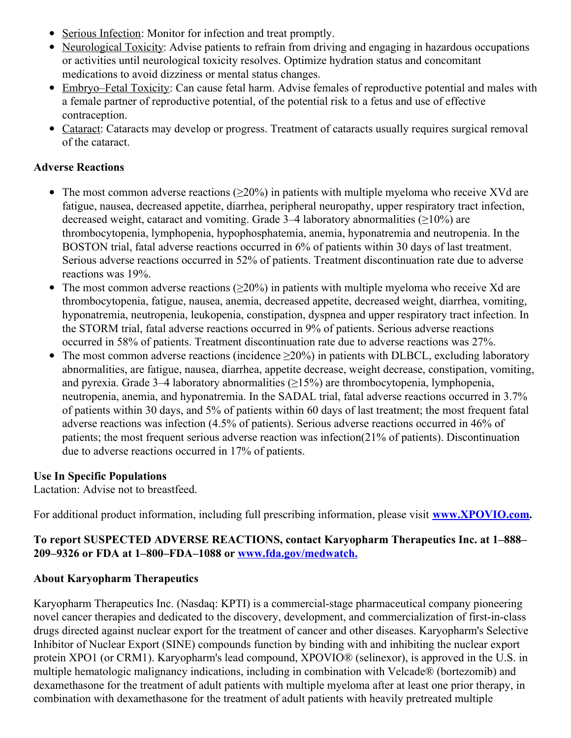- Serious Infection: Monitor for infection and treat promptly.
- Neurological Toxicity: Advise patients to refrain from driving and engaging in hazardous occupations or activities until neurological toxicity resolves. Optimize hydration status and concomitant medications to avoid dizziness or mental status changes.
- Embryo–Fetal Toxicity: Can cause fetal harm. Advise females of reproductive potential and males with a female partner of reproductive potential, of the potential risk to a fetus and use of effective contraception.
- Cataract: Cataracts may develop or progress. Treatment of cataracts usually requires surgical removal of the cataract.

**Adverse Reactions**

- The most common adverse reactions (≥20%) in patients with multiple myeloma who receive XVd are fatigue, nausea, decreased appetite, diarrhea, peripheral neuropathy, upper respiratory tract infection, decreased weight, cataract and vomiting. Grade 3–4 laboratory abnormalities (≥10%) are thrombocytopenia, lymphopenia, hypophosphatemia, anemia, hyponatremia and neutropenia. In the BOSTON trial, fatal adverse reactions occurred in 6% of patients within 30 days of last treatment. Serious adverse reactions occurred in 52% of patients. Treatment discontinuation rate due to adverse reactions was 19%.
- The most common adverse reactions (≥20%) in patients with multiple myeloma who receive Xd are thrombocytopenia, fatigue, nausea, anemia, decreased appetite, decreased weight, diarrhea, vomiting, hyponatremia, neutropenia, leukopenia, constipation, dyspnea and upper respiratory tract infection. In the STORM trial, fatal adverse reactions occurred in 9% of patients. Serious adverse reactions occurred in 58% of patients. Treatment discontinuation rate due to adverse reactions was 27%.
- The most common adverse reactions (incidence ≥20%) in patients with DLBCL, excluding laboratory abnormalities, are fatigue, nausea, diarrhea, appetite decrease, weight decrease, constipation, vomiting, and pyrexia. Grade 3–4 laboratory abnormalities (≥15%) are thrombocytopenia, lymphopenia, neutropenia, anemia, and hyponatremia. In the SADAL trial, fatal adverse reactions occurred in 3.7% of patients within 30 days, and 5% of patients within 60 days of last treatment; the most frequent fatal adverse reactions was infection (4.5% of patients). Serious adverse reactions occurred in 46% of patients; the most frequent serious adverse reaction was infection(21% of patients). Discontinuation due to adverse reactions occurred in 17% of patients.

**Use In Specific Populations**
Lactation: Advise not to breastfeed.

For additional product information, including full prescribing information, please visit **www.XPOVIO.com.**

**To report SUSPECTED ADVERSE REACTIONS, contact Karyopharm Therapeutics Inc. at 1–888–209–9326 or FDA at 1–800–FDA–1088 or www.fda.gov/medwatch.**

**About Karyopharm Therapeutics**

Karyopharm Therapeutics Inc. (Nasdaq: KPTI) is a commercial-stage pharmaceutical company pioneering novel cancer therapies and dedicated to the discovery, development, and commercialization of first-in-class drugs directed against nuclear export for the treatment of cancer and other diseases. Karyopharm's Selective Inhibitor of Nuclear Export (SINE) compounds function by binding with and inhibiting the nuclear export protein XPO1 (or CRM1). Karyopharm's lead compound, XPOVIO® (selinexor), is approved in the U.S. in multiple hematologic malignancy indications, including in combination with Velcade® (bortezomib) and dexamethasone for the treatment of adult patients with multiple myeloma after at least one prior therapy, in combination with dexamethasone for the treatment of adult patients with heavily pretreated multiple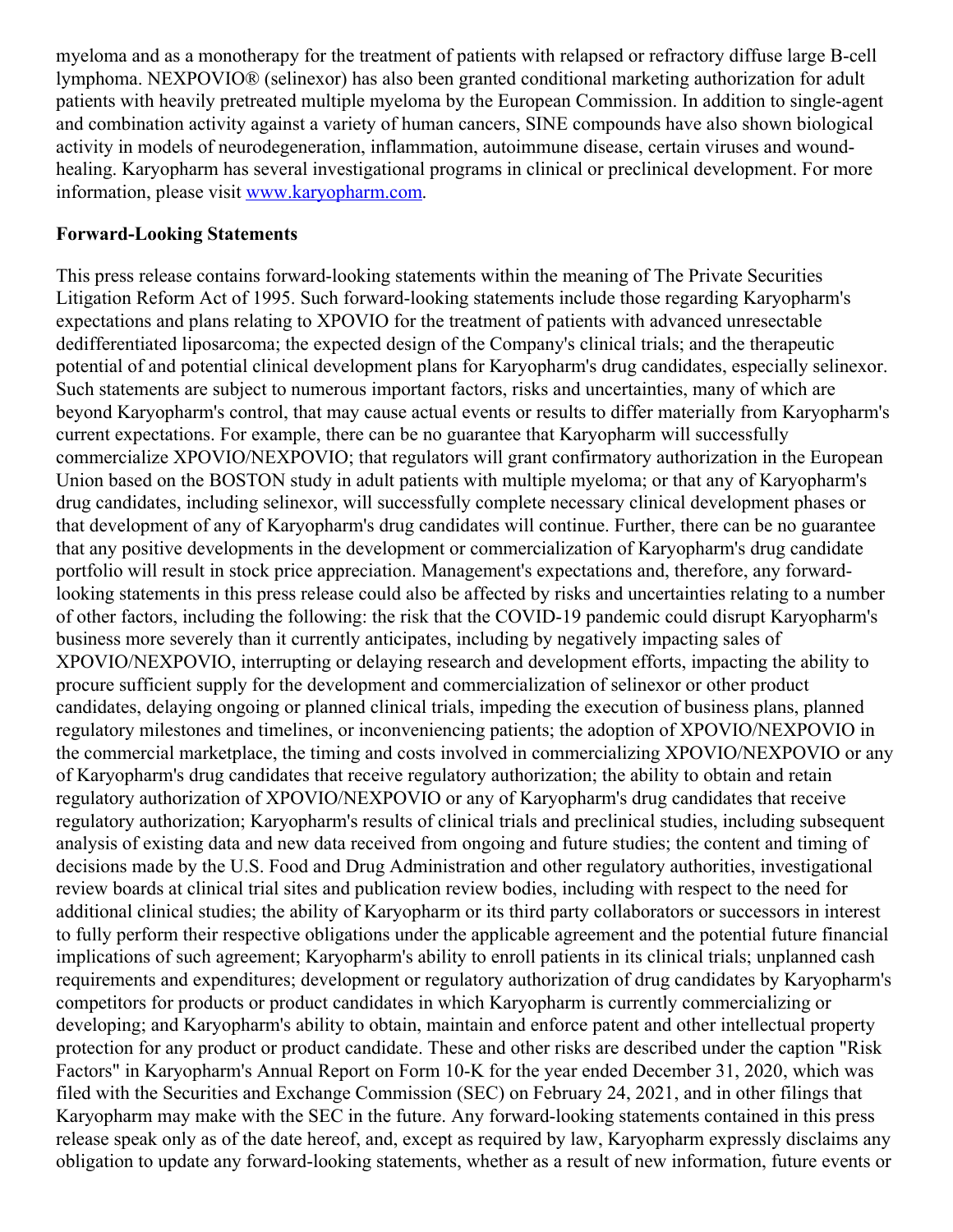myeloma and as a monotherapy for the treatment of patients with relapsed or refractory diffuse large B-cell lymphoma. NEXPOVIO® (selinexor) has also been granted conditional marketing authorization for adult patients with heavily pretreated multiple myeloma by the European Commission. In addition to single-agent and combination activity against a variety of human cancers, SINE compounds have also shown biological activity in models of neurodegeneration, inflammation, autoimmune disease, certain viruses and wound-healing. Karyopharm has several investigational programs in clinical or preclinical development. For more information, please visit [www.karyopharm.com](www.karyopharm.com).

**Forward-Looking Statements**

This press release contains forward-looking statements within the meaning of The Private Securities Litigation Reform Act of 1995. Such forward-looking statements include those regarding Karyopharm's expectations and plans relating to XPOVIO for the treatment of patients with advanced unresectable dedifferentiated liposarcoma; the expected design of the Company's clinical trials; and the therapeutic potential of and potential clinical development plans for Karyopharm's drug candidates, especially selinexor. Such statements are subject to numerous important factors, risks and uncertainties, many of which are beyond Karyopharm's control, that may cause actual events or results to differ materially from Karyopharm's current expectations. For example, there can be no guarantee that Karyopharm will successfully commercialize XPOVIO/NEXPOVIO; that regulators will grant confirmatory authorization in the European Union based on the BOSTON study in adult patients with multiple myeloma; or that any of Karyopharm's drug candidates, including selinexor, will successfully complete necessary clinical development phases or that development of any of Karyopharm's drug candidates will continue. Further, there can be no guarantee that any positive developments in the development or commercialization of Karyopharm's drug candidate portfolio will result in stock price appreciation. Management's expectations and, therefore, any forward-looking statements in this press release could also be affected by risks and uncertainties relating to a number of other factors, including the following: the risk that the COVID-19 pandemic could disrupt Karyopharm's business more severely than it currently anticipates, including by negatively impacting sales of XPOVIO/NEXPOVIO, interrupting or delaying research and development efforts, impacting the ability to procure sufficient supply for the development and commercialization of selinexor or other product candidates, delaying ongoing or planned clinical trials, impeding the execution of business plans, planned regulatory milestones and timelines, or inconveniencing patients; the adoption of XPOVIO/NEXPOVIO in the commercial marketplace, the timing and costs involved in commercializing XPOVIO/NEXPOVIO or any of Karyopharm's drug candidates that receive regulatory authorization; the ability to obtain and retain regulatory authorization of XPOVIO/NEXPOVIO or any of Karyopharm's drug candidates that receive regulatory authorization; Karyopharm's results of clinical trials and preclinical studies, including subsequent analysis of existing data and new data received from ongoing and future studies; the content and timing of decisions made by the U.S. Food and Drug Administration and other regulatory authorities, investigational review boards at clinical trial sites and publication review bodies, including with respect to the need for additional clinical studies; the ability of Karyopharm or its third party collaborators or successors in interest to fully perform their respective obligations under the applicable agreement and the potential future financial implications of such agreement; Karyopharm's ability to enroll patients in its clinical trials; unplanned cash requirements and expenditures; development or regulatory authorization of drug candidates by Karyopharm's competitors for products or product candidates in which Karyopharm is currently commercializing or developing; and Karyopharm's ability to obtain, maintain and enforce patent and other intellectual property protection for any product or product candidate. These and other risks are described under the caption "Risk Factors" in Karyopharm's Annual Report on Form 10-K for the year ended December 31, 2020, which was filed with the Securities and Exchange Commission (SEC) on February 24, 2021, and in other filings that Karyopharm may make with the SEC in the future. Any forward-looking statements contained in this press release speak only as of the date hereof, and, except as required by law, Karyopharm expressly disclaims any obligation to update any forward-looking statements, whether as a result of new information, future events or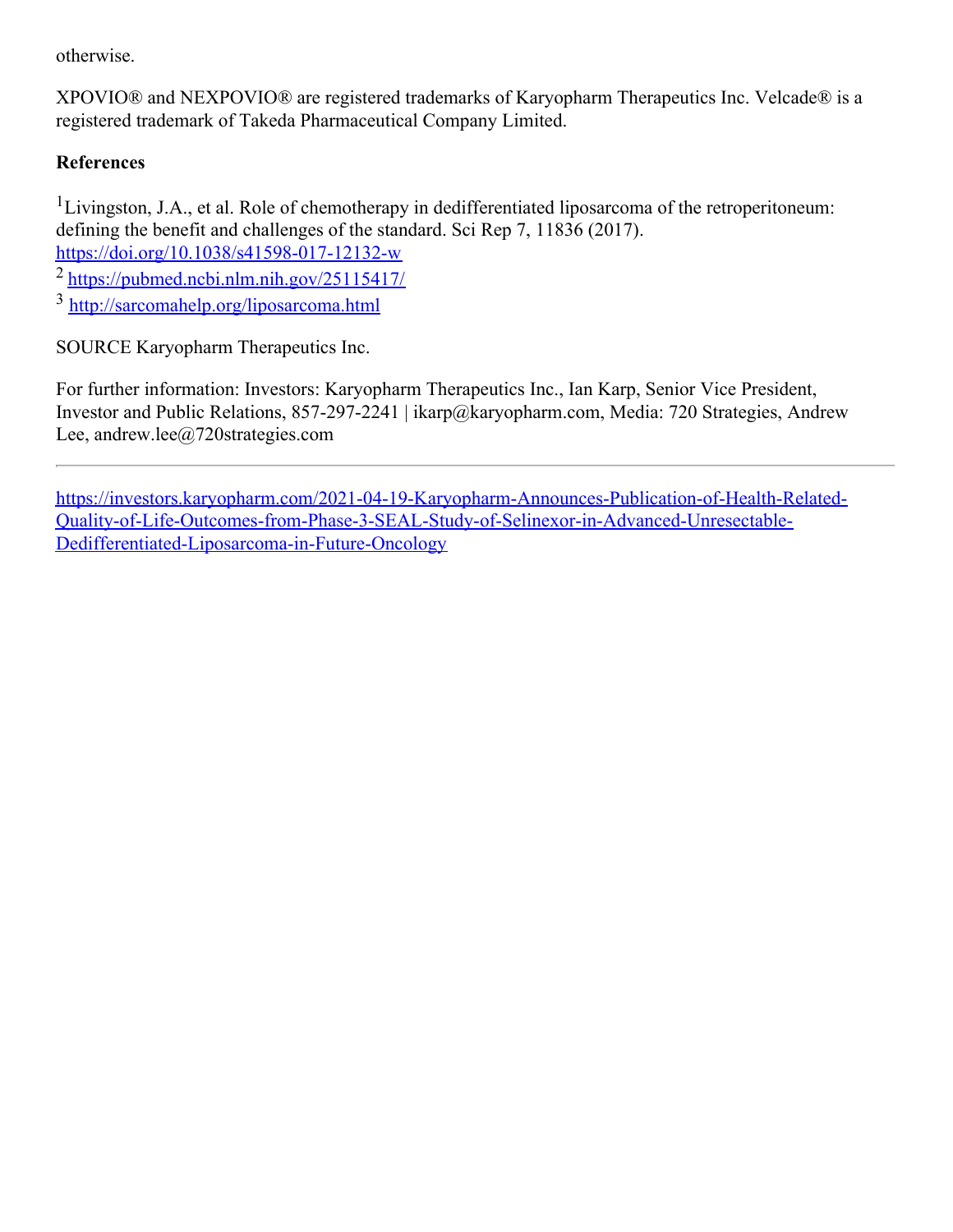otherwise.

XPOVIO® and NEXPOVIO® are registered trademarks of Karyopharm Therapeutics Inc. Velcade® is a registered trademark of Takeda Pharmaceutical Company Limited.

**References**

[1]Livingston, J.A., et al. Role of chemotherapy in dedifferentiated liposarcoma of the retroperitoneum: defining the benefit and challenges of the standard. Sci Rep 7, 11836 (2017). https://doi.org/10.1038/s41598-017-12132-w

[2] https://pubmed.ncbi.nlm.nih.gov/25115417/

[3] http://sarcomahelp.org/liposarcoma.html

SOURCE Karyopharm Therapeutics Inc.

For further information: Investors: Karyopharm Therapeutics Inc., Ian Karp, Senior Vice President, Investor and Public Relations, 857-297-2241 | ikarp@karyopharm.com, Media: 720 Strategies, Andrew Lee, andrew.lee@720strategies.com

---

https://investors.karyopharm.com/2021-04-19-Karyopharm-Announces-Publication-of-Health-Related-Quality-of-Life-Outcomes-from-Phase-3-SEAL-Study-of-Selinexor-in-Advanced-Unresectable-Dedifferentiated-Liposarcoma-in-Future-Oncology